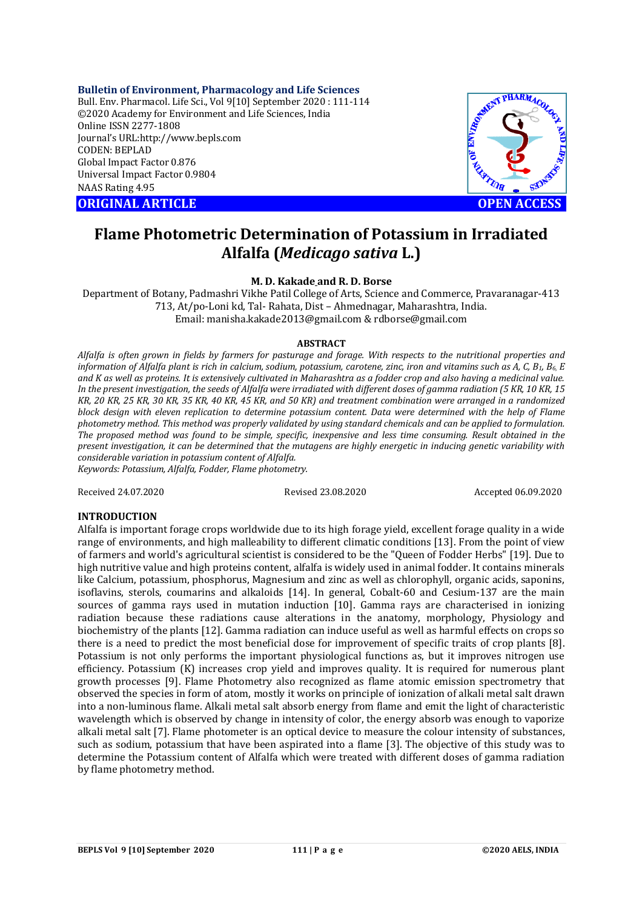**Bulletin of Environment, Pharmacology and Life Sciences**
Bull. Env. Pharmacol. Life Sci., Vol 9[10] September 2020 : 111-114
©2020 Academy for Environment and Life Sciences, India
Online ISSN 2277-1808
Journal's URL:http://www.bepls.com
CODEN: BEPLAD
Global Impact Factor 0.876
Universal Impact Factor 0.9804
NAAS Rating 4.95

**ORIGINAL ARTICLE** **OPEN ACCESS**

# Flame Photometric Determination of Potassium in Irradiated Alfalfa (*Medicago sativa* L.)

**M. D. Kakade and R. D. Borse**

Department of Botany, Padmashri Vikhe Patil College of Arts, Science and Commerce, Pravaranagar-413 713, At/po-Loni kd, Tal- Rahata, Dist – Ahmednagar, Maharashtra, India.
Email: manisha.kakade2013@gmail.com & rdborse@gmail.com

## ABSTRACT

*Alfalfa is often grown in fields by farmers for pasturage and forage. With respects to the nutritional properties and information of Alfalfa plant is rich in calcium, sodium, potassium, carotene, zinc, iron and vitamins such as A, C, $B_1$, $B_6$, E and K as well as proteins. It is extensively cultivated in Maharashtra as a fodder crop and also having a medicinal value. In the present investigation, the seeds of Alfalfa were irradiated with different doses of gamma radiation (5 KR, 10 KR, 15 KR, 20 KR, 25 KR, 30 KR, 35 KR, 40 KR, 45 KR, and 50 KR) and treatment combination were arranged in a randomized block design with eleven replication to determine potassium content. Data were determined with the help of Flame photometry method. This method was properly validated by using standard chemicals and can be applied to formulation. The proposed method was found to be simple, specific, inexpensive and less time consuming. Result obtained in the present investigation, it can be determined that the mutagens are highly energetic in inducing genetic variability with considerable variation in potassium content of Alfalfa.*

*Keywords: Potassium, Alfalfa, Fodder, Flame photometry.*

Received 24.07.2020 Revised 23.08.2020 Accepted 06.09.2020

## INTRODUCTION

Alfalfa is important forage crops worldwide due to its high forage yield, excellent forage quality in a wide range of environments, and high malleability to different climatic conditions [13]. From the point of view of farmers and world's agricultural scientist is considered to be the "Queen of Fodder Herbs" [19]. Due to high nutritive value and high proteins content, alfalfa is widely used in animal fodder. It contains minerals like Calcium, potassium, phosphorus, Magnesium and zinc as well as chlorophyll, organic acids, saponins, isoflavins, sterols, coumarins and alkaloids [14]. In general, Cobalt-60 and Cesium-137 are the main sources of gamma rays used in mutation induction [10]. Gamma rays are characterised in ionizing radiation because these radiations cause alterations in the anatomy, morphology, Physiology and biochemistry of the plants [12]. Gamma radiation can induce useful as well as harmful effects on crops so there is a need to predict the most beneficial dose for improvement of specific traits of crop plants [8]. Potassium is not only performs the important physiological functions as, but it improves nitrogen use efficiency. Potassium (K) increases crop yield and improves quality. It is required for numerous plant growth processes [9]. Flame Photometry also recognized as flame atomic emission spectrometry that observed the species in form of atom, mostly it works on principle of ionization of alkali metal salt drawn into a non-luminous flame. Alkali metal salt absorb energy from flame and emit the light of characteristic wavelength which is observed by change in intensity of color, the energy absorb was enough to vaporize alkali metal salt [7]. Flame photometer is an optical device to measure the colour intensity of substances, such as sodium, potassium that have been aspirated into a flame [3]. The objective of this study was to determine the Potassium content of Alfalfa which were treated with different doses of gamma radiation by flame photometry method.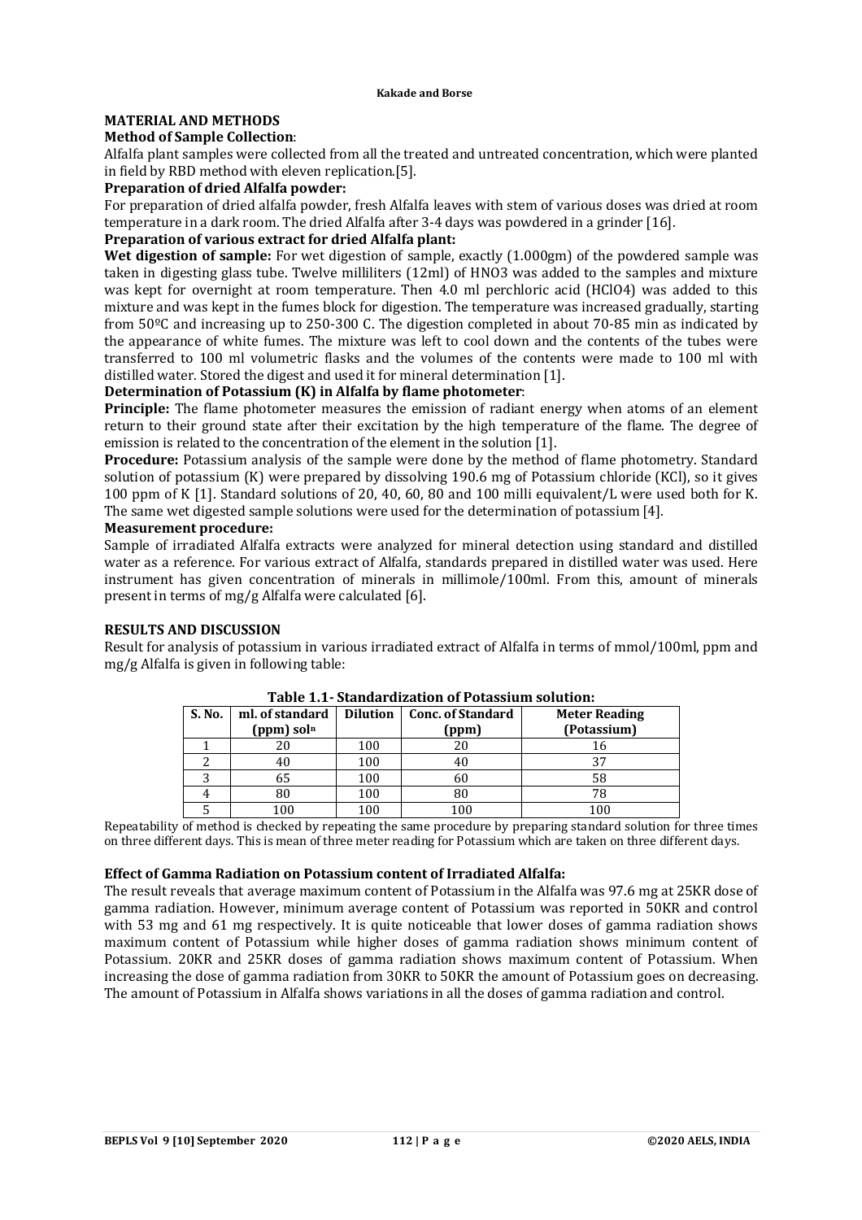## MATERIAL AND METHODS

### Method of Sample Collection:

Alfalfa plant samples were collected from all the treated and untreated concentration, which were planted in field by RBD method with eleven replication.[5].

### Preparation of dried Alfalfa powder:

For preparation of dried alfalfa powder, fresh Alfalfa leaves with stem of various doses was dried at room temperature in a dark room. The dried Alfalfa after 3-4 days was powdered in a grinder [16].

### Preparation of various extract for dried Alfalfa plant:

**Wet digestion of sample:** For wet digestion of sample, exactly (1.000gm) of the powdered sample was taken in digesting glass tube. Twelve milliliters (12ml) of $HNO_3$ was added to the samples and mixture was kept for overnight at room temperature. Then 4.0 ml perchloric acid ($HClO_4$) was added to this mixture and was kept in the fumes block for digestion. The temperature was increased gradually, starting from 50ºC and increasing up to 250-300 C. The digestion completed in about 70-85 min as indicated by the appearance of white fumes. The mixture was left to cool down and the contents of the tubes were transferred to 100 ml volumetric flasks and the volumes of the contents were made to 100 ml with distilled water. Stored the digest and used it for mineral determination [1].

### Determination of Potassium (K) in Alfalfa by flame photometer:

**Principle:** The flame photometer measures the emission of radiant energy when atoms of an element return to their ground state after their excitation by the high temperature of the flame. The degree of emission is related to the concentration of the element in the solution [1].

**Procedure:** Potassium analysis of the sample were done by the method of flame photometry. Standard solution of potassium (K) were prepared by dissolving 190.6 mg of Potassium chloride (KCl), so it gives 100 ppm of K [1]. Standard solutions of 20, 40, 60, 80 and 100 milli equivalent/L were used both for K. The same wet digested sample solutions were used for the determination of potassium [4].

### Measurement procedure:

Sample of irradiated Alfalfa extracts were analyzed for mineral detection using standard and distilled water as a reference. For various extract of Alfalfa, standards prepared in distilled water was used. Here instrument has given concentration of minerals in millimole/100ml. From this, amount of minerals present in terms of mg/g Alfalfa were calculated [6].

## RESULTS AND DISCUSSION

Result for analysis of potassium in various irradiated extract of Alfalfa in terms of mmol/100ml, ppm and mg/g Alfalfa is given in following table:

**Table 1.1- Standardization of Potassium solution:**

| S. No. | ml. of standard (ppm) $sol^n$ | Dilution | Conc. of Standard (ppm) | Meter Reading (Potassium) |
|---|---|---|---|---|
| 1 | 20 | 100 | 20 | 16 |
| 2 | 40 | 100 | 40 | 37 |
| 3 | 65 | 100 | 60 | 58 |
| 4 | 80 | 100 | 80 | 78 |
| 5 | 100 | 100 | 100 | 100 |

Repeatability of method is checked by repeating the same procedure by preparing standard solution for three times on three different days. This is mean of three meter reading for Potassium which are taken on three different days.

### Effect of Gamma Radiation on Potassium content of Irradiated Alfalfa:

The result reveals that average maximum content of Potassium in the Alfalfa was 97.6 mg at 25KR dose of gamma radiation. However, minimum average content of Potassium was reported in 50KR and control with 53 mg and 61 mg respectively. It is quite noticeable that lower doses of gamma radiation shows maximum content of Potassium while higher doses of gamma radiation shows minimum content of Potassium. 20KR and 25KR doses of gamma radiation shows maximum content of Potassium. When increasing the dose of gamma radiation from 30KR to 50KR the amount of Potassium goes on decreasing. The amount of Potassium in Alfalfa shows variations in all the doses of gamma radiation and control.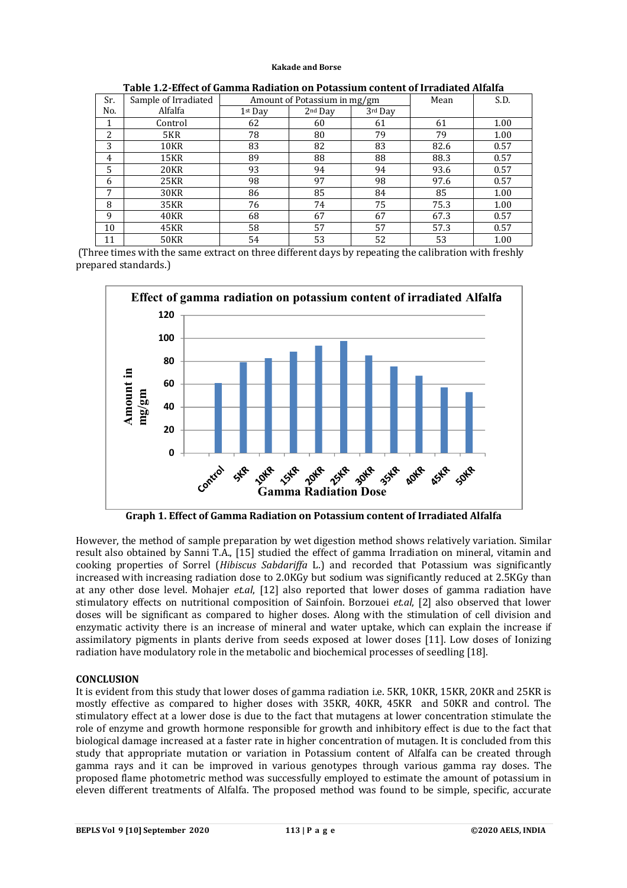**Table 1.2-Effect of Gamma Radiation on Potassium content of Irradiated Alfalfa**

| Sr. No. | Sample of Irradiated Alfalfa | Amount of Potassium in mg/gm | | | Mean | S.D. |
|---|---|---|---|---|---|---|
| | | 1st Day | 2nd Day | 3rd Day | | |
| 1 | Control | 62 | 60 | 61 | 61 | 1.00 |
| 2 | 5KR | 78 | 80 | 79 | 79 | 1.00 |
| 3 | 10KR | 83 | 82 | 83 | 82.6 | 0.57 |
| 4 | 15KR | 89 | 88 | 88 | 88.3 | 0.57 |
| 5 | 20KR | 93 | 94 | 94 | 93.6 | 0.57 |
| 6 | 25KR | 98 | 97 | 98 | 97.6 | 0.57 |
| 7 | 30KR | 86 | 85 | 84 | 85 | 1.00 |
| 8 | 35KR | 76 | 74 | 75 | 75.3 | 1.00 |
| 9 | 40KR | 68 | 67 | 67 | 67.3 | 0.57 |
| 10 | 45KR | 58 | 57 | 57 | 57.3 | 0.57 |
| 11 | 50KR | 54 | 53 | 52 | 53 | 1.00 |

(Three times with the same extract on three different days by repeating the calibration with freshly prepared standards.)

**Graph 1. Effect of Gamma Radiation on Potassium content of Irradiated Alfalfa**

However, the method of sample preparation by wet digestion method shows relatively variation. Similar result also obtained by Sanni T.A., [15] studied the effect of gamma Irradiation on mineral, vitamin and cooking properties of Sorrel (*Hibiscus Sabdariffa* L.) and recorded that Potassium was significantly increased with increasing radiation dose to 2.0KGy but sodium was significantly reduced at 2.5KGy than at any other dose level. Mohajer *et.al*, [12] also reported that lower doses of gamma radiation have stimulatory effects on nutritional composition of Sainfoin. Borzouei *et.al*, [2] also observed that lower doses will be significant as compared to higher doses. Along with the stimulation of cell division and enzymatic activity there is an increase of mineral and water uptake, which can explain the increase if assimilatory pigments in plants derive from seeds exposed at lower doses [11]. Low doses of Ionizing radiation have modulatory role in the metabolic and biochemical processes of seedling [18].

## CONCLUSION

It is evident from this study that lower doses of gamma radiation i.e. 5KR, 10KR, 15KR, 20KR and 25KR is mostly effective as compared to higher doses with 35KR, 40KR, 45KR and 50KR and control. The stimulatory effect at a lower dose is due to the fact that mutagens at lower concentration stimulate the role of enzyme and growth hormone responsible for growth and inhibitory effect is due to the fact that biological damage increased at a faster rate in higher concentration of mutagen. It is concluded from this study that appropriate mutation or variation in Potassium content of Alfalfa can be created through gamma rays and it can be improved in various genotypes through various gamma ray doses. The proposed flame photometric method was successfully employed to estimate the amount of potassium in eleven different treatments of Alfalfa. The proposed method was found to be simple, specific, accurate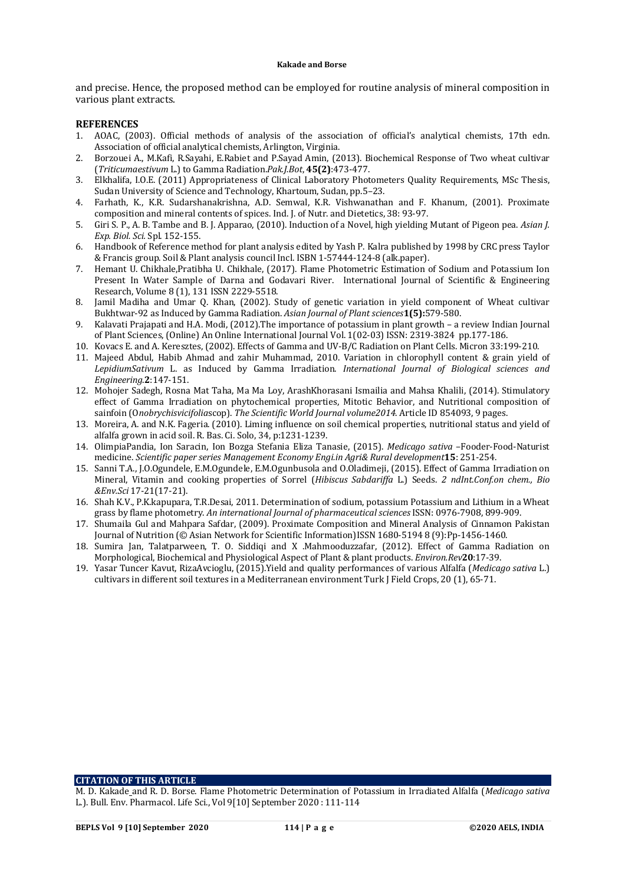and precise. Hence, the proposed method can be employed for routine analysis of mineral composition in various plant extracts.

## REFERENCES

1. AOAC, (2003). Official methods of analysis of the association of official's analytical chemists, 17th edn. Association of official analytical chemists, Arlington, Virginia.
2. Borzouei A., M.Kafi, R.Sayahi, E.Rabiet and P.Sayad Amin, (2013). Biochemical Response of Two wheat cultivar (*Triticumaestivum* L.) to Gamma Radiation.*Pak.J.Bot*, **45(2)**:473-477.
3. Elkhalifa, I.O.E. (2011) Appropriateness of Clinical Laboratory Photometers Quality Requirements, MSc Thesis, Sudan University of Science and Technology, Khartoum, Sudan, pp.5–23.
4. Farhath, K., K.R. Sudarshanakrishna, A.D. Semwal, K.R. Vishwanathan and F. Khanum, (2001). Proximate composition and mineral contents of spices. Ind. J. of Nutr. and Dietetics, 38: 93-97.
5. Giri S. P., A. B. Tambe and B. J. Apparao, (2010). Induction of a Novel, high yielding Mutant of Pigeon pea. *Asian J. Exp. Biol. Sci.* Spl. 152-155.
6. Handbook of Reference method for plant analysis edited by Yash P. Kalra published by 1998 by CRC press Taylor & Francis group. Soil & Plant analysis council Incl. ISBN 1-57444-124-8 (alk.paper).
7. Hemant U. Chikhale,Pratibha U. Chikhale, (2017). Flame Photometric Estimation of Sodium and Potassium Ion Present In Water Sample of Darna and Godavari River. International Journal of Scientific & Engineering Research, Volume 8 (1), 131 ISSN 2229-5518.
8. Jamil Madiha and Umar Q. Khan, (2002). Study of genetic variation in yield component of Wheat cultivar Bukhtwar-92 as Induced by Gamma Radiation. *Asian Journal of Plant sciences***1(5):**579-580.
9. Kalavati Prajapati and H.A. Modi, (2012).The importance of potassium in plant growth – a review Indian Journal of Plant Sciences, (Online) An Online International Journal Vol. 1(02-03) ISSN: 2319-3824 pp.177-186.
10. Kovacs E. and A. Keresztes, (2002). Effects of Gamma and UV-B/C Radiation on Plant Cells. Micron 33:199-210.
11. Majeed Abdul, Habib Ahmad and zahir Muhammad, 2010. Variation in chlorophyll content & grain yield of *LepidiumSativum* L. as Induced by Gamma Irradiation. *International Journal of Biological sciences and Engineering.***2**:147-151.
12. Mohojer Sadegh, Rosna Mat Taha, Ma Ma Loy, ArashKhorasani Ismailia and Mahsa Khalili, (2014). Stimulatory effect of Gamma Irradiation on phytochemical properties, Mitotic Behavior, and Nutritional composition of sainfoin (O*nobrychisvicifolia*scop). *The Scientific World Journal volume2014.* Article ID 854093, 9 pages.
13. Moreira, A. and N.K. Fageria. (2010). Liming influence on soil chemical properties, nutritional status and yield of alfalfa grown in acid soil. R. Bas. Ci. Solo, 34, p:1231-1239.
14. OlimpiaPandia, Ion Saracin, Ion Bozga Stefania Eliza Tanasie, (2015). *Medicago sativa* –Fooder-Food-Naturist medicine. *Scientific paper series Management Economy Engi.in Agri& Rural development***15**: 251-254.
15. Sanni T.A., J.O.Ogundele, E.M.Ogundele, E.M.Ogunbusola and O.Oladimeji, (2015). Effect of Gamma Irradiation on Mineral, Vitamin and cooking properties of Sorrel (*Hibiscus Sabdariffa* L.) Seeds. *2 ndInt.Conf.on chem., Bio &Env.Sci* 17-21(17-21).
16. Shah K.V., P.K.kapupara, T.R.Desai, 2011. Determination of sodium, potassium Potassium and Lithium in a Wheat grass by flame photometry. *An international Journal of pharmaceutical sciences* ISSN: 0976-7908, 899-909.
17. Shumaila Gul and Mahpara Safdar, (2009). Proximate Composition and Mineral Analysis of Cinnamon Pakistan Journal of Nutrition (© Asian Network for Scientific Information)ISSN 1680-5194 8 (9):Pp-1456-1460.
18. Sumira Jan, Talatparween, T. O. Siddiqi and X .Mahmooduzzafar, (2012). Effect of Gamma Radiation on Morphological, Biochemical and Physiological Aspect of Plant & plant products. *Environ.Rev***20**:17-39.
19. Yasar Tuncer Kavut, RizaAvcioglu, (2015).Yield and quality performances of various Alfalfa (*Medicago sativa* L.) cultivars in different soil textures in a Mediterranean environment Turk J Field Crops, 20 (1), 65-71.

**CITATION OF THIS ARTICLE**

M. D. Kakade and R. D. Borse. Flame Photometric Determination of Potassium in Irradiated Alfalfa (*Medicago sativa* L.). Bull. Env. Pharmacol. Life Sci., Vol 9[10] September 2020 : 111-114